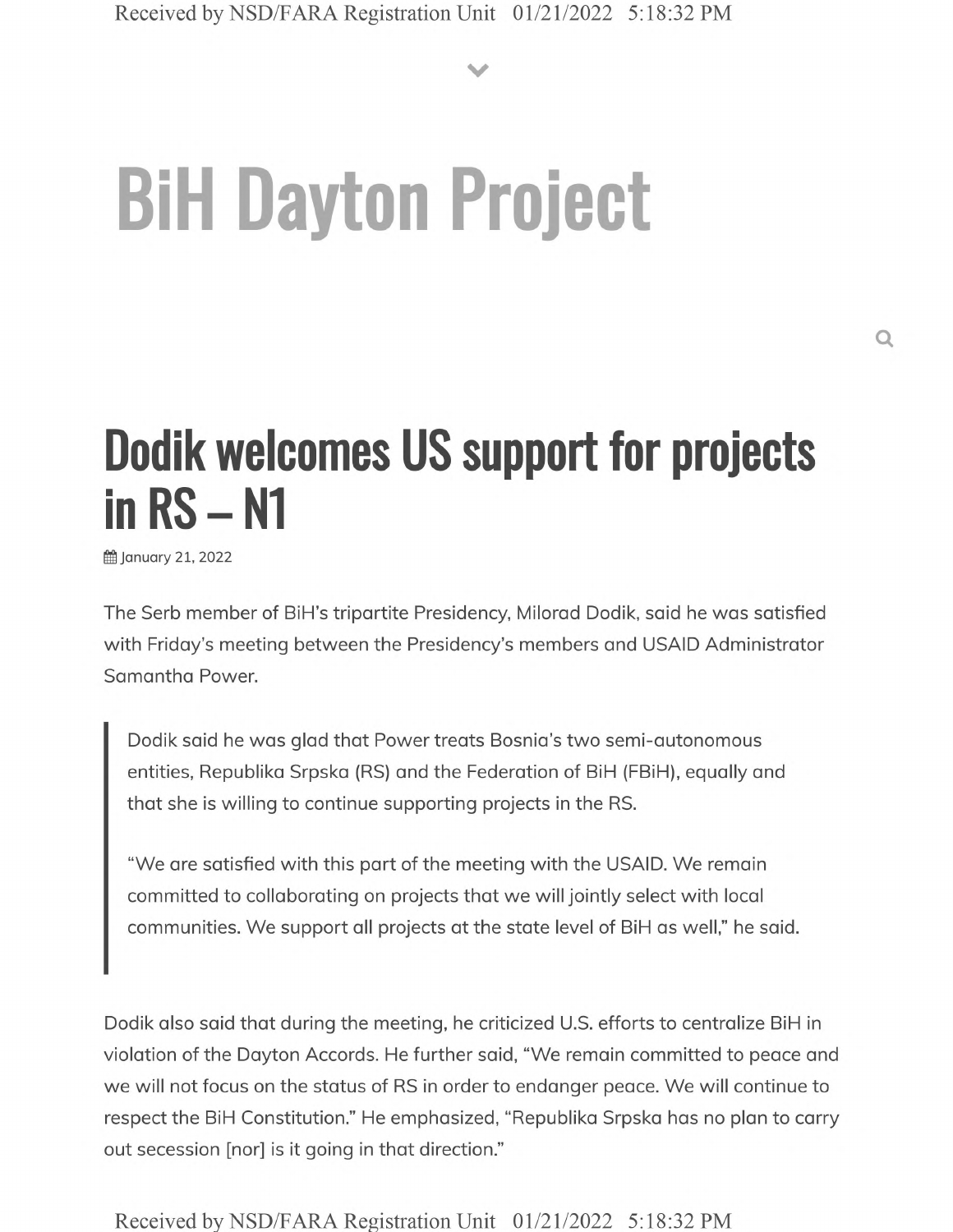# BiH Dayton Project

## Dodik welcomes US support for projects in RS – N1

January 21, 2022

The Serb member of BiH's tripartite Presidency, Milorad Dodik, said he was satisfied with Friday's meeting between the Presidency's members and USAID Administrator Samantha Power.

> Dodik said he was glad that Power treats Bosnia's two semi-autonomous entities, Republika Srpska (RS) and the Federation of BiH (FBiH), equally and that she is willing to continue supporting projects in the RS.
>
> "We are satisfied with this part of the meeting with the USAID. We remain committed to collaborating on projects that we will jointly select with local communities. We support all projects at the state level of BiH as well," he said.

Dodik also said that during the meeting, he criticized U.S. efforts to centralize BiH in violation of the Dayton Accords. He further said, "We remain committed to peace and we will not focus on the status of RS in order to endanger peace. We will continue to respect the BiH Constitution." He emphasized, "Republika Srpska has no plan to carry out secession [nor] is it going in that direction."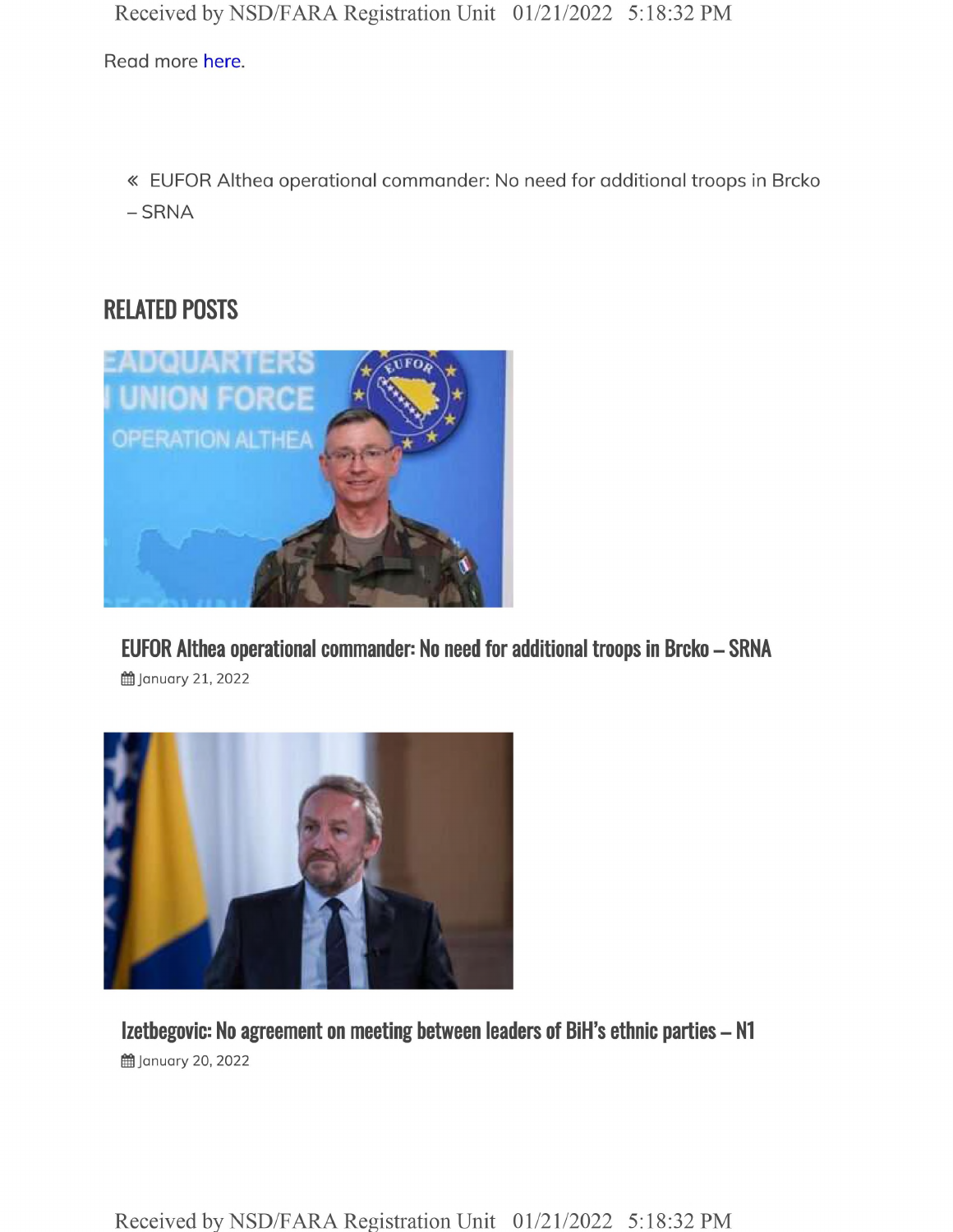Read more here.

« EUFOR Althea operational commander: No need for additional troops in Brcko – SRNA

## RELATED POSTS

### EUFOR Althea operational commander: No need for additional troops in Brcko – SRNA

January 21, 2022

### Izetbegovic: No agreement on meeting between leaders of BiH's ethnic parties – N1

January 20, 2022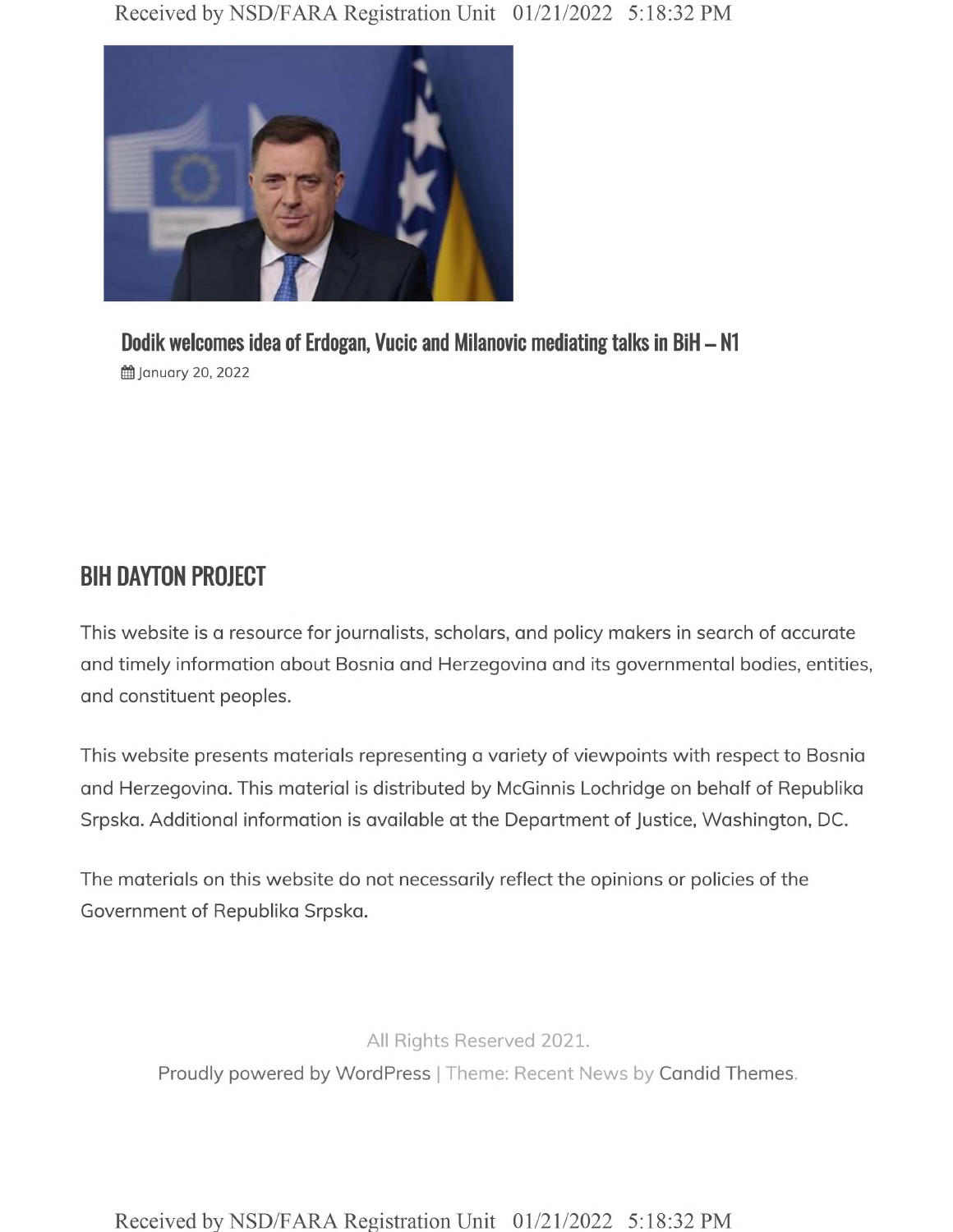### Dodik welcomes idea of Erdogan, Vucic and Milanovic mediating talks in BiH – N1

January 20, 2022

## BIH DAYTON PROJECT

This website is a resource for journalists, scholars, and policy makers in search of accurate and timely information about Bosnia and Herzegovina and its governmental bodies, entities, and constituent peoples.

This website presents materials representing a variety of viewpoints with respect to Bosnia and Herzegovina. This material is distributed by McGinnis Lochridge on behalf of Republika Srpska. Additional information is available at the Department of Justice, Washington, DC.

The materials on this website do not necessarily reflect the opinions or policies of the Government of Republika Srpska.

All Rights Reserved 2021.

Proudly powered by WordPress | Theme: Recent News by Candid Themes.